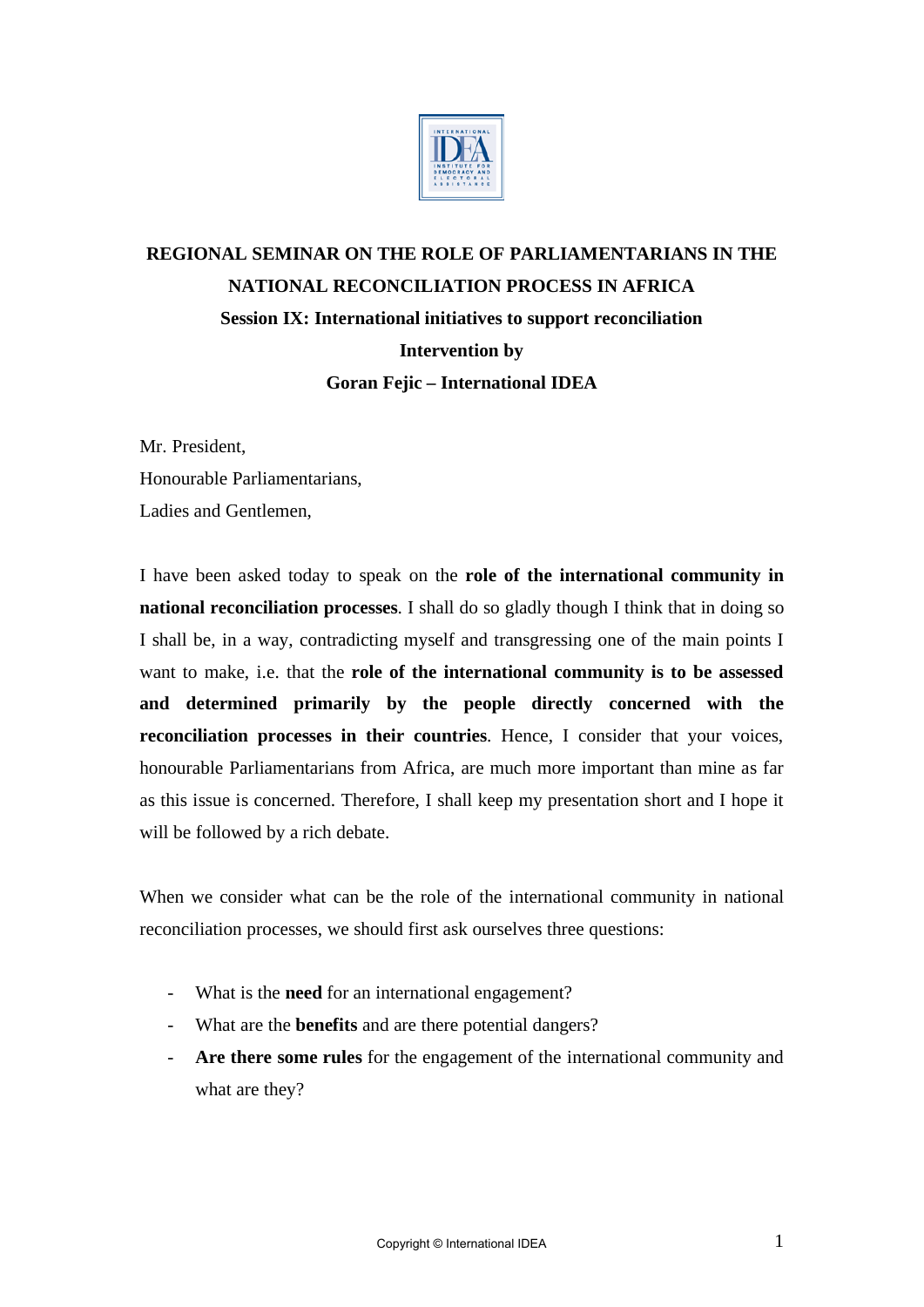# REGIONAL SEMINAR ON THE ROLE OF PARLIAMENTARIANS IN THE NATIONAL RECONCILIATION PROCESS IN AFRICA

## Session IX: International initiatives to support reconciliation

**Intervention by**

**Goran Fejic – International IDEA**

Mr. President,
Honourable Parliamentarians,
Ladies and Gentlemen,

I have been asked today to speak on the **role of the international community in national reconciliation processes**. I shall do so gladly though I think that in doing so I shall be, in a way, contradicting myself and transgressing one of the main points I want to make, i.e. that the **role of the international community is to be assessed and determined primarily by the people directly concerned with the reconciliation processes in their countries**. Hence, I consider that your voices, honourable Parliamentarians from Africa, are much more important than mine as far as this issue is concerned. Therefore, I shall keep my presentation short and I hope it will be followed by a rich debate.

When we consider what can be the role of the international community in national reconciliation processes, we should first ask ourselves three questions:

- What is the **need** for an international engagement?
- What are the **benefits** and are there potential dangers?
- **Are there some rules** for the engagement of the international community and what are they?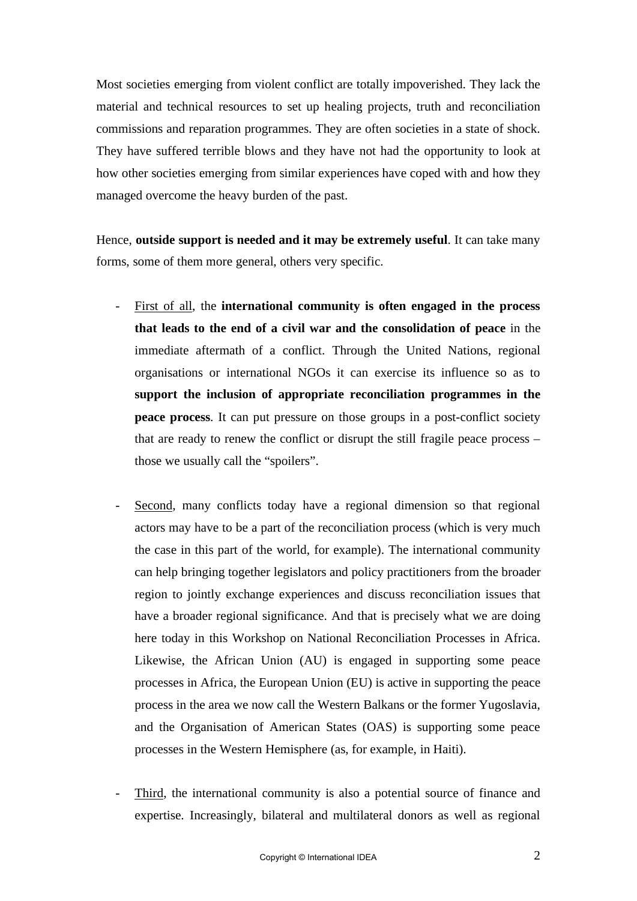Most societies emerging from violent conflict are totally impoverished. They lack the material and technical resources to set up healing projects, truth and reconciliation commissions and reparation programmes. They are often societies in a state of shock. They have suffered terrible blows and they have not had the opportunity to look at how other societies emerging from similar experiences have coped with and how they managed overcome the heavy burden of the past.

Hence, **outside support is needed and it may be extremely useful**. It can take many forms, some of them more general, others very specific.

- <u>First of all</u>, the **international community is often engaged in the process that leads to the end of a civil war and the consolidation of peace** in the immediate aftermath of a conflict. Through the United Nations, regional organisations or international NGOs it can exercise its influence so as to **support the inclusion of appropriate reconciliation programmes in the peace process**. It can put pressure on those groups in a post-conflict society that are ready to renew the conflict or disrupt the still fragile peace process – those we usually call the "spoilers".

- <u>Second</u>, many conflicts today have a regional dimension so that regional actors may have to be a part of the reconciliation process (which is very much the case in this part of the world, for example). The international community can help bringing together legislators and policy practitioners from the broader region to jointly exchange experiences and discuss reconciliation issues that have a broader regional significance. And that is precisely what we are doing here today in this Workshop on National Reconciliation Processes in Africa. Likewise, the African Union (AU) is engaged in supporting some peace processes in Africa, the European Union (EU) is active in supporting the peace process in the area we now call the Western Balkans or the former Yugoslavia, and the Organisation of American States (OAS) is supporting some peace processes in the Western Hemisphere (as, for example, in Haiti).

- <u>Third</u>, the international community is also a potential source of finance and expertise. Increasingly, bilateral and multilateral donors as well as regional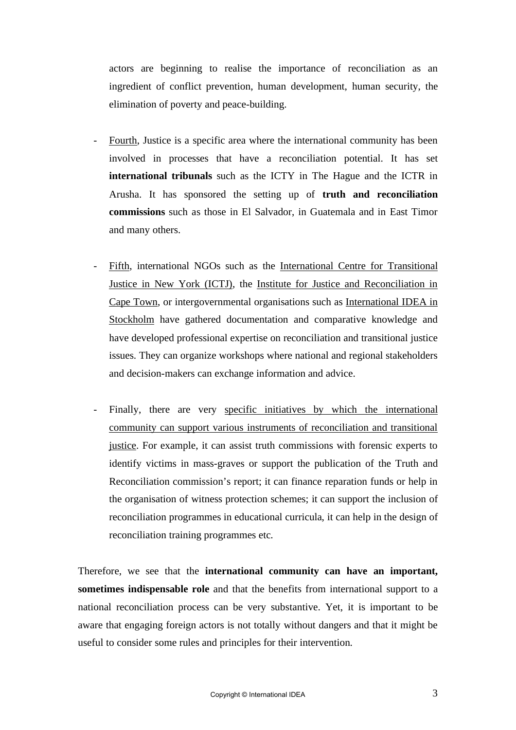actors are beginning to realise the importance of reconciliation as an ingredient of conflict prevention, human development, human security, the elimination of poverty and peace-building.

- Fourth, Justice is a specific area where the international community has been involved in processes that have a reconciliation potential. It has set **international tribunals** such as the ICTY in The Hague and the ICTR in Arusha. It has sponsored the setting up of **truth and reconciliation commissions** such as those in El Salvador, in Guatemala and in East Timor and many others.

- Fifth, international NGOs such as the International Centre for Transitional Justice in New York (ICTJ), the Institute for Justice and Reconciliation in Cape Town, or intergovernmental organisations such as International IDEA in Stockholm have gathered documentation and comparative knowledge and have developed professional expertise on reconciliation and transitional justice issues. They can organize workshops where national and regional stakeholders and decision-makers can exchange information and advice.

- Finally, there are very specific initiatives by which the international community can support various instruments of reconciliation and transitional justice. For example, it can assist truth commissions with forensic experts to identify victims in mass-graves or support the publication of the Truth and Reconciliation commission's report; it can finance reparation funds or help in the organisation of witness protection schemes; it can support the inclusion of reconciliation programmes in educational curricula, it can help in the design of reconciliation training programmes etc.

Therefore, we see that the **international community can have an important, sometimes indispensable role** and that the benefits from international support to a national reconciliation process can be very substantive. Yet, it is important to be aware that engaging foreign actors is not totally without dangers and that it might be useful to consider some rules and principles for their intervention.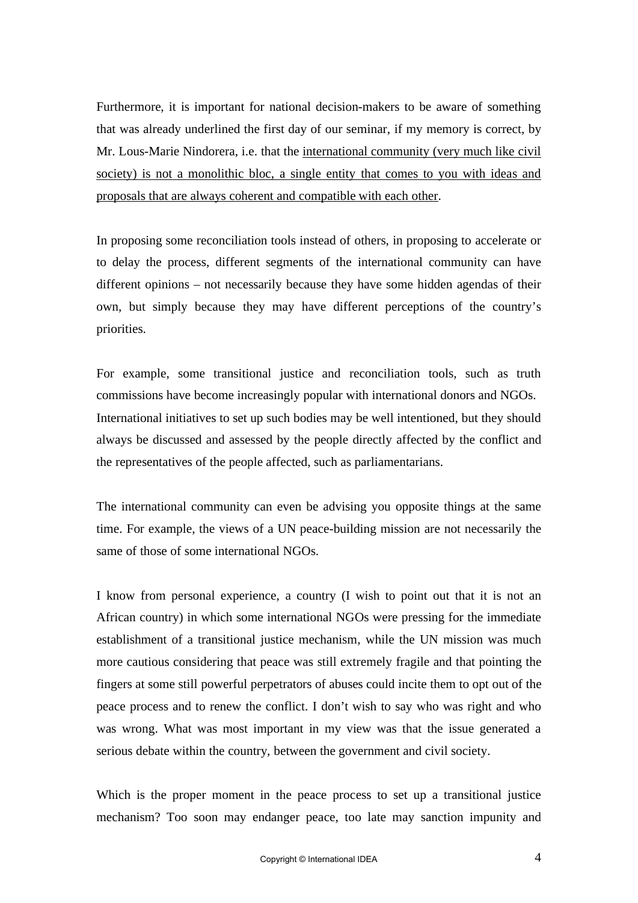Furthermore, it is important for national decision-makers to be aware of something that was already underlined the first day of our seminar, if my memory is correct, by Mr. Lous-Marie Nindorera, i.e. that the <u>international community (very much like civil society) is not a monolithic bloc, a single entity that comes to you with ideas and proposals that are always coherent and compatible with each other</u>.

In proposing some reconciliation tools instead of others, in proposing to accelerate or to delay the process, different segments of the international community can have different opinions – not necessarily because they have some hidden agendas of their own, but simply because they may have different perceptions of the country's priorities.

For example, some transitional justice and reconciliation tools, such as truth commissions have become increasingly popular with international donors and NGOs. International initiatives to set up such bodies may be well intentioned, but they should always be discussed and assessed by the people directly affected by the conflict and the representatives of the people affected, such as parliamentarians.

The international community can even be advising you opposite things at the same time. For example, the views of a UN peace-building mission are not necessarily the same of those of some international NGOs.

I know from personal experience, a country (I wish to point out that it is not an African country) in which some international NGOs were pressing for the immediate establishment of a transitional justice mechanism, while the UN mission was much more cautious considering that peace was still extremely fragile and that pointing the fingers at some still powerful perpetrators of abuses could incite them to opt out of the peace process and to renew the conflict. I don't wish to say who was right and who was wrong. What was most important in my view was that the issue generated a serious debate within the country, between the government and civil society.

Which is the proper moment in the peace process to set up a transitional justice mechanism? Too soon may endanger peace, too late may sanction impunity and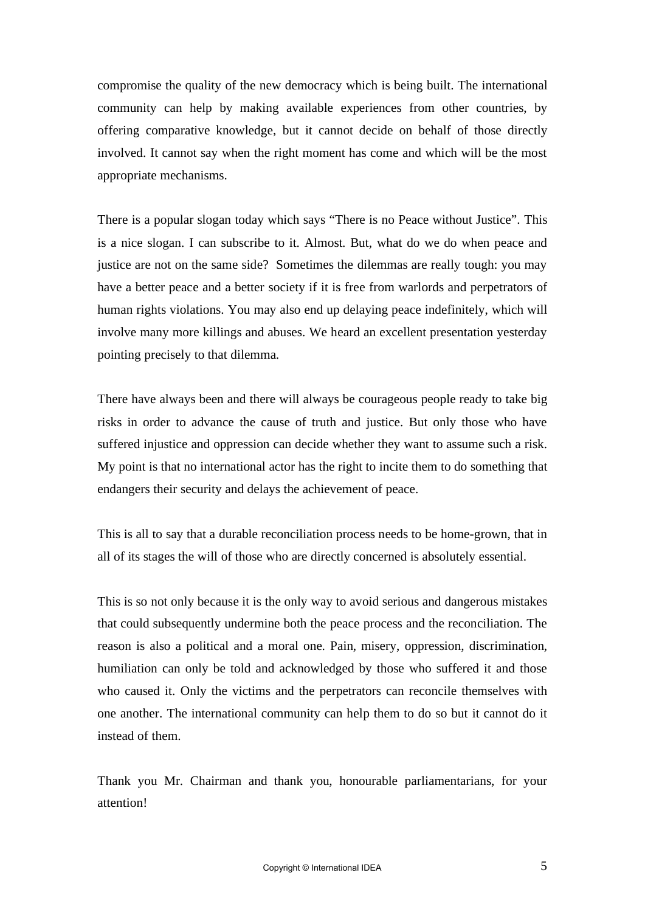compromise the quality of the new democracy which is being built. The international community can help by making available experiences from other countries, by offering comparative knowledge, but it cannot decide on behalf of those directly involved. It cannot say when the right moment has come and which will be the most appropriate mechanisms.

There is a popular slogan today which says "There is no Peace without Justice". This is a nice slogan. I can subscribe to it. Almost. But, what do we do when peace and justice are not on the same side? Sometimes the dilemmas are really tough: you may have a better peace and a better society if it is free from warlords and perpetrators of human rights violations. You may also end up delaying peace indefinitely, which will involve many more killings and abuses. We heard an excellent presentation yesterday pointing precisely to that dilemma.

There have always been and there will always be courageous people ready to take big risks in order to advance the cause of truth and justice. But only those who have suffered injustice and oppression can decide whether they want to assume such a risk. My point is that no international actor has the right to incite them to do something that endangers their security and delays the achievement of peace.

This is all to say that a durable reconciliation process needs to be home-grown, that in all of its stages the will of those who are directly concerned is absolutely essential.

This is so not only because it is the only way to avoid serious and dangerous mistakes that could subsequently undermine both the peace process and the reconciliation. The reason is also a political and a moral one. Pain, misery, oppression, discrimination, humiliation can only be told and acknowledged by those who suffered it and those who caused it. Only the victims and the perpetrators can reconcile themselves with one another. The international community can help them to do so but it cannot do it instead of them.

Thank you Mr. Chairman and thank you, honourable parliamentarians, for your attention!